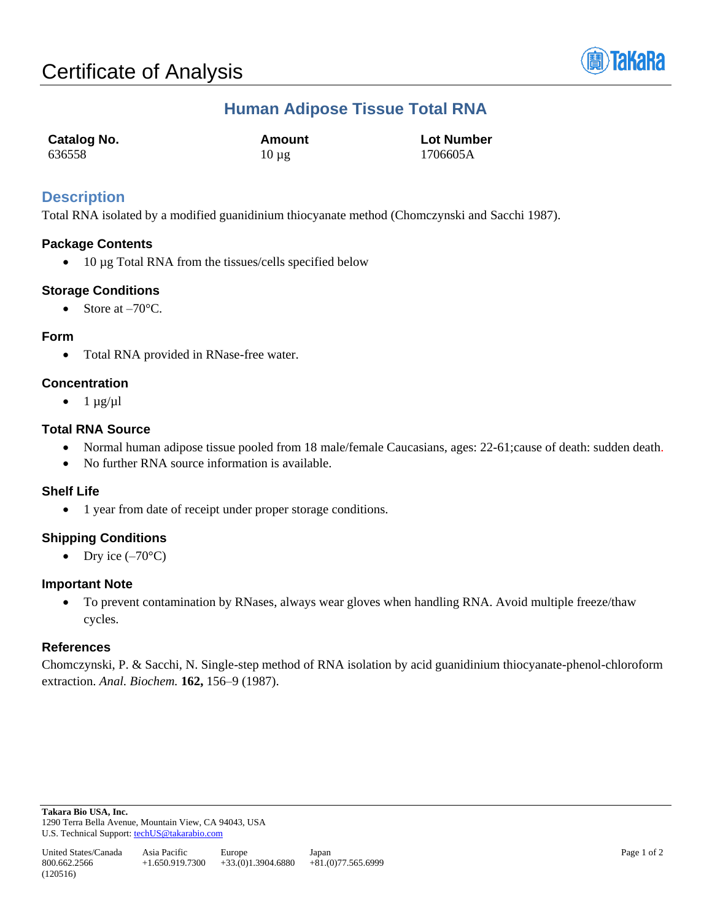# Certificate of Analysis

## Human Adipose Tissue Total RNA

| Catalog No. | Amount | Lot Number |
| --- | --- | --- |
| 636558 | 10 µg | 1706605A |

## Description

Total RNA isolated by a modified guanidinium thiocyanate method (Chomczynski and Sacchi 1987).

### Package Contents

- 10 µg Total RNA from the tissues/cells specified below

### Storage Conditions

- Store at –70°C.

### Form

- Total RNA provided in RNase-free water.

### Concentration

- 1 µg/µl

### Total RNA Source

- Normal human adipose tissue pooled from 18 male/female Caucasians, ages: 22-61;cause of death: sudden death.
- No further RNA source information is available.

### Shelf Life

- 1 year from date of receipt under proper storage conditions.

### Shipping Conditions

- Dry ice (–70°C)

### Important Note

- To prevent contamination by RNases, always wear gloves when handling RNA. Avoid multiple freeze/thaw cycles.

### References

Chomczynski, P. & Sacchi, N. Single-step method of RNA isolation by acid guanidinium thiocyanate-phenol-chloroform extraction. *Anal. Biochem.* **162,** 156–9 (1987).

**Takara Bio USA, Inc.**
1290 Terra Bella Avenue, Mountain View, CA 94043, USA
U.S. Technical Support: techUS@takarabio.com

| United States/Canada | Asia Pacific | Europe | Japan |
| --- | --- | --- | --- |
| 800.662.2566 | +1.650.919.7300 | +33.(0)1.3904.6880 | +81.(0)77.565.6999 |

(120516)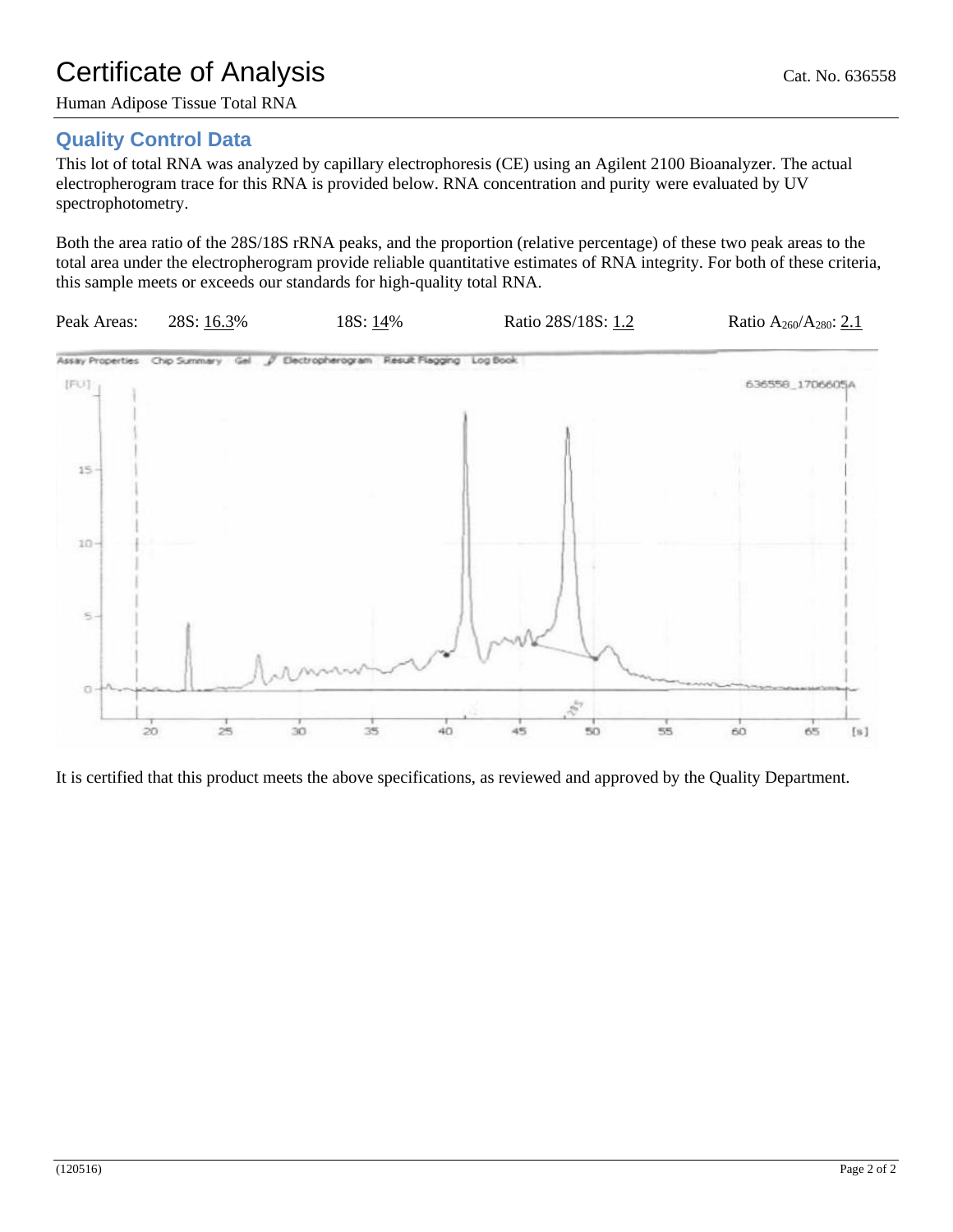# Certificate of Analysis

Cat. No. 636558

Human Adipose Tissue Total RNA

## Quality Control Data

This lot of total RNA was analyzed by capillary electrophoresis (CE) using an Agilent 2100 Bioanalyzer. The actual electropherogram trace for this RNA is provided below. RNA concentration and purity were evaluated by UV spectrophotometry.

Both the area ratio of the 28S/18S rRNA peaks, and the proportion (relative percentage) of these two peak areas to the total area under the electropherogram provide reliable quantitative estimates of RNA integrity. For both of these criteria, this sample meets or exceeds our standards for high-quality total RNA.

Peak Areas: 28S: 16.3% 18S: 14% Ratio 28S/18S: 1.2 Ratio $A_{260}/A_{280}$: 2.1

It is certified that this product meets the above specifications, as reviewed and approved by the Quality Department.

(120516)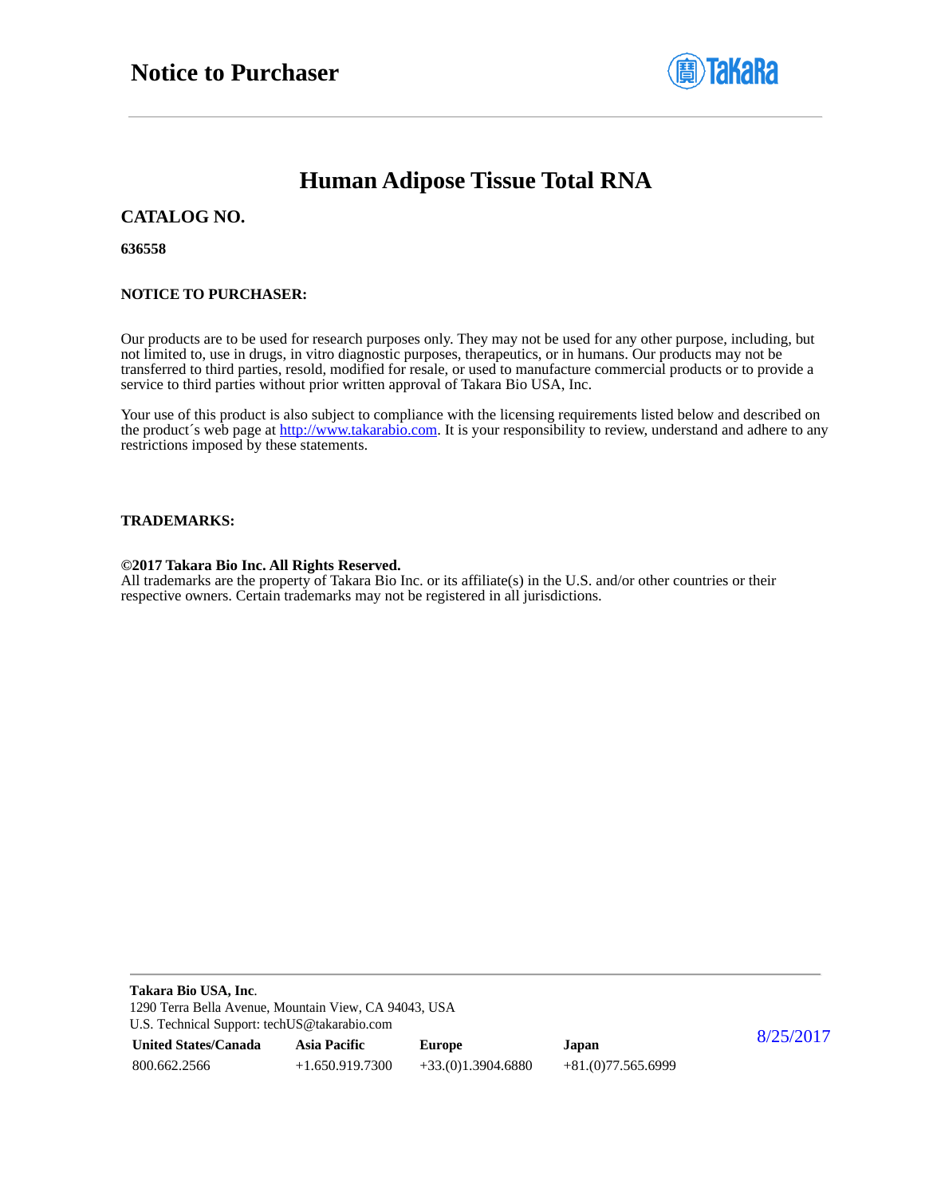# Notice to Purchaser

## Human Adipose Tissue Total RNA

### CATALOG NO.

**636558**

**NOTICE TO PURCHASER:**

Our products are to be used for research purposes only. They may not be used for any other purpose, including, but not limited to, use in drugs, in vitro diagnostic purposes, therapeutics, or in humans. Our products may not be transferred to third parties, resold, modified for resale, or used to manufacture commercial products or to provide a service to third parties without prior written approval of Takara Bio USA, Inc.

Your use of this product is also subject to compliance with the licensing requirements listed below and described on the product´s web page at [http://www.takarabio.com](http://www.takarabio.com). It is your responsibility to review, understand and adhere to any restrictions imposed by these statements.

**TRADEMARKS:**

**©2017 Takara Bio Inc. All Rights Reserved.**
All trademarks are the property of Takara Bio Inc. or its affiliate(s) in the U.S. and/or other countries or their respective owners. Certain trademarks may not be registered in all jurisdictions.

**Takara Bio USA, Inc.**
1290 Terra Bella Avenue, Mountain View, CA 94043, USA
U.S. Technical Support: techUS@takarabio.com

| United States/Canada | Asia Pacific | Europe | Japan |
|---|---|---|---|
| 800.662.2566 | +1.650.919.7300 | +33.(0)1.3904.6880 | +81.(0)77.565.6999 |

8/25/2017